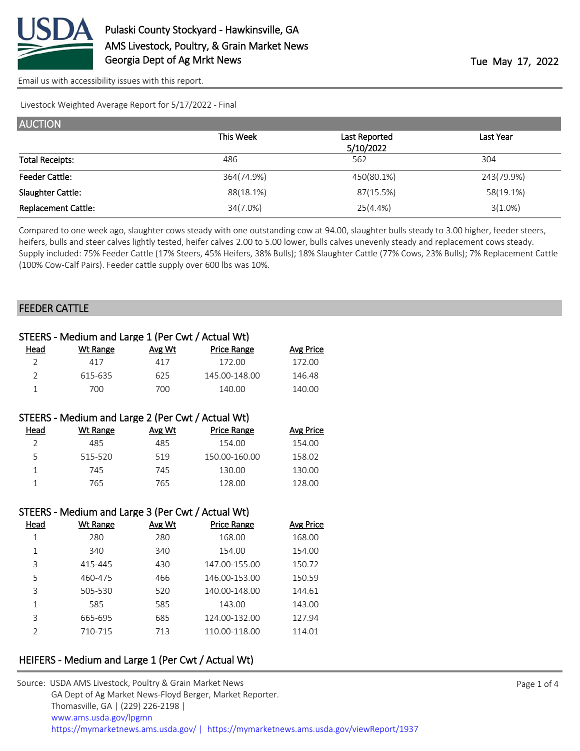# Pulaski County Stockyard - Hawkinsville, GA
## AMS Livestock, Poultry, & Grain Market News
## Georgia Dept of Ag Mrkt News

Tue May 17, 2022

Email us with accessibility issues with this report.

Livestock Weighted Average Report for 5/17/2022 - Final

## AUCTION

| | This Week | Last Reported 5/10/2022 | Last Year |
|---|---|---|---|
| Total Receipts: | 486 | 562 | 304 |
| Feeder Cattle: | 364(74.9%) | 450(80.1%) | 243(79.9%) |
| Slaughter Cattle: | 88(18.1%) | 87(15.5%) | 58(19.1%) |
| Replacement Cattle: | 34(7.0%) | 25(4.4%) | 3(1.0%) |

Compared to one week ago, slaughter cows steady with one outstanding cow at 94.00, slaughter bulls steady to 3.00 higher, feeder steers, heifers, bulls and steer calves lightly tested, heifer calves 2.00 to 5.00 lower, bulls calves unevenly steady and replacement cows steady. Supply included: 75% Feeder Cattle (17% Steers, 45% Heifers, 38% Bulls); 18% Slaughter Cattle (77% Cows, 23% Bulls); 7% Replacement Cattle (100% Cow-Calf Pairs). Feeder cattle supply over 600 lbs was 10%.

## FEEDER CATTLE

### STEERS - Medium and Large 1 (Per Cwt / Actual Wt)

| Head | Wt Range | Avg Wt | Price Range | Avg Price |
|---|---|---|---|---|
| 2 | 417 | 417 | 172.00 | 172.00 |
| 2 | 615-635 | 625 | 145.00-148.00 | 146.48 |
| 1 | 700 | 700 | 140.00 | 140.00 |

### STEERS - Medium and Large 2 (Per Cwt / Actual Wt)

| Head | Wt Range | Avg Wt | Price Range | Avg Price |
|---|---|---|---|---|
| 2 | 485 | 485 | 154.00 | 154.00 |
| 5 | 515-520 | 519 | 150.00-160.00 | 158.02 |
| 1 | 745 | 745 | 130.00 | 130.00 |
| 1 | 765 | 765 | 128.00 | 128.00 |

### STEERS - Medium and Large 3 (Per Cwt / Actual Wt)

| Head | Wt Range | Avg Wt | Price Range | Avg Price |
|---|---|---|---|---|
| 1 | 280 | 280 | 168.00 | 168.00 |
| 1 | 340 | 340 | 154.00 | 154.00 |
| 3 | 415-445 | 430 | 147.00-155.00 | 150.72 |
| 5 | 460-475 | 466 | 146.00-153.00 | 150.59 |
| 3 | 505-530 | 520 | 140.00-148.00 | 144.61 |
| 1 | 585 | 585 | 143.00 | 143.00 |
| 3 | 665-695 | 685 | 124.00-132.00 | 127.94 |
| 2 | 710-715 | 713 | 110.00-118.00 | 114.01 |

### HEIFERS - Medium and Large 1 (Per Cwt / Actual Wt)

Source: USDA AMS Livestock, Poultry & Grain Market News
GA Dept of Ag Market News-Floyd Berger, Market Reporter.
Thomasville, GA | (229) 226-2198 |
www.ams.usda.gov/lpgmn
https://mymarketnews.ams.usda.gov/ | https://mymarketnews.ams.usda.gov/viewReport/1937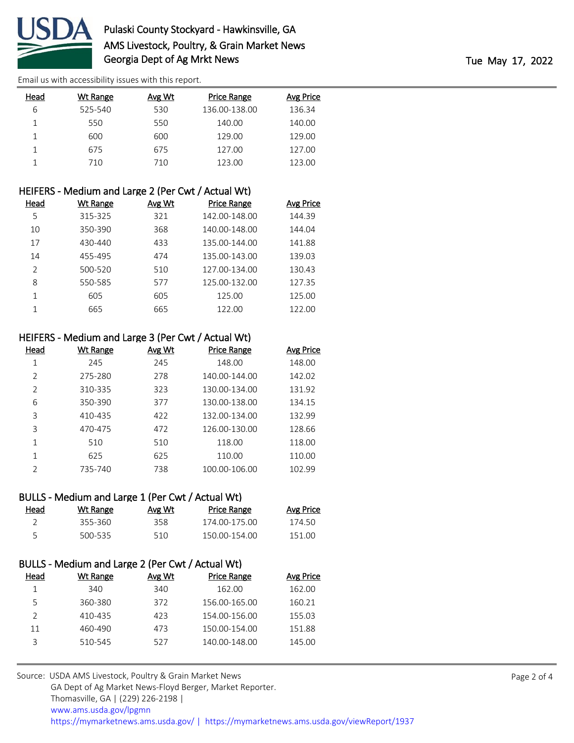Email us with accessibility issues with this report.

| Head | Wt Range | Avg Wt | Price Range | Avg Price |
|---|---|---|---|---|
| 6 | 525-540 | 530 | 136.00-138.00 | 136.34 |
| 1 | 550 | 550 | 140.00 | 140.00 |
| 1 | 600 | 600 | 129.00 | 129.00 |
| 1 | 675 | 675 | 127.00 | 127.00 |
| 1 | 710 | 710 | 123.00 | 123.00 |

### HEIFERS - Medium and Large 2 (Per Cwt / Actual Wt)

| Head | Wt Range | Avg Wt | Price Range | Avg Price |
|---|---|---|---|---|
| 5 | 315-325 | 321 | 142.00-148.00 | 144.39 |
| 10 | 350-390 | 368 | 140.00-148.00 | 144.04 |
| 17 | 430-440 | 433 | 135.00-144.00 | 141.88 |
| 14 | 455-495 | 474 | 135.00-143.00 | 139.03 |
| 2 | 500-520 | 510 | 127.00-134.00 | 130.43 |
| 8 | 550-585 | 577 | 125.00-132.00 | 127.35 |
| 1 | 605 | 605 | 125.00 | 125.00 |
| 1 | 665 | 665 | 122.00 | 122.00 |

### HEIFERS - Medium and Large 3 (Per Cwt / Actual Wt)

| Head | Wt Range | Avg Wt | Price Range | Avg Price |
|---|---|---|---|---|
| 1 | 245 | 245 | 148.00 | 148.00 |
| 2 | 275-280 | 278 | 140.00-144.00 | 142.02 |
| 2 | 310-335 | 323 | 130.00-134.00 | 131.92 |
| 6 | 350-390 | 377 | 130.00-138.00 | 134.15 |
| 3 | 410-435 | 422 | 132.00-134.00 | 132.99 |
| 3 | 470-475 | 472 | 126.00-130.00 | 128.66 |
| 1 | 510 | 510 | 118.00 | 118.00 |
| 1 | 625 | 625 | 110.00 | 110.00 |
| 2 | 735-740 | 738 | 100.00-106.00 | 102.99 |

### BULLS - Medium and Large 1 (Per Cwt / Actual Wt)

| Head | Wt Range | Avg Wt | Price Range | Avg Price |
|---|---|---|---|---|
| 2 | 355-360 | 358 | 174.00-175.00 | 174.50 |
| 5 | 500-535 | 510 | 150.00-154.00 | 151.00 |

### BULLS - Medium and Large 2 (Per Cwt / Actual Wt)

| Head | Wt Range | Avg Wt | Price Range | Avg Price |
|---|---|---|---|---|
| 1 | 340 | 340 | 162.00 | 162.00 |
| 5 | 360-380 | 372 | 156.00-165.00 | 160.21 |
| 2 | 410-435 | 423 | 154.00-156.00 | 155.03 |
| 11 | 460-490 | 473 | 150.00-154.00 | 151.88 |
| 3 | 510-545 | 527 | 140.00-148.00 | 145.00 |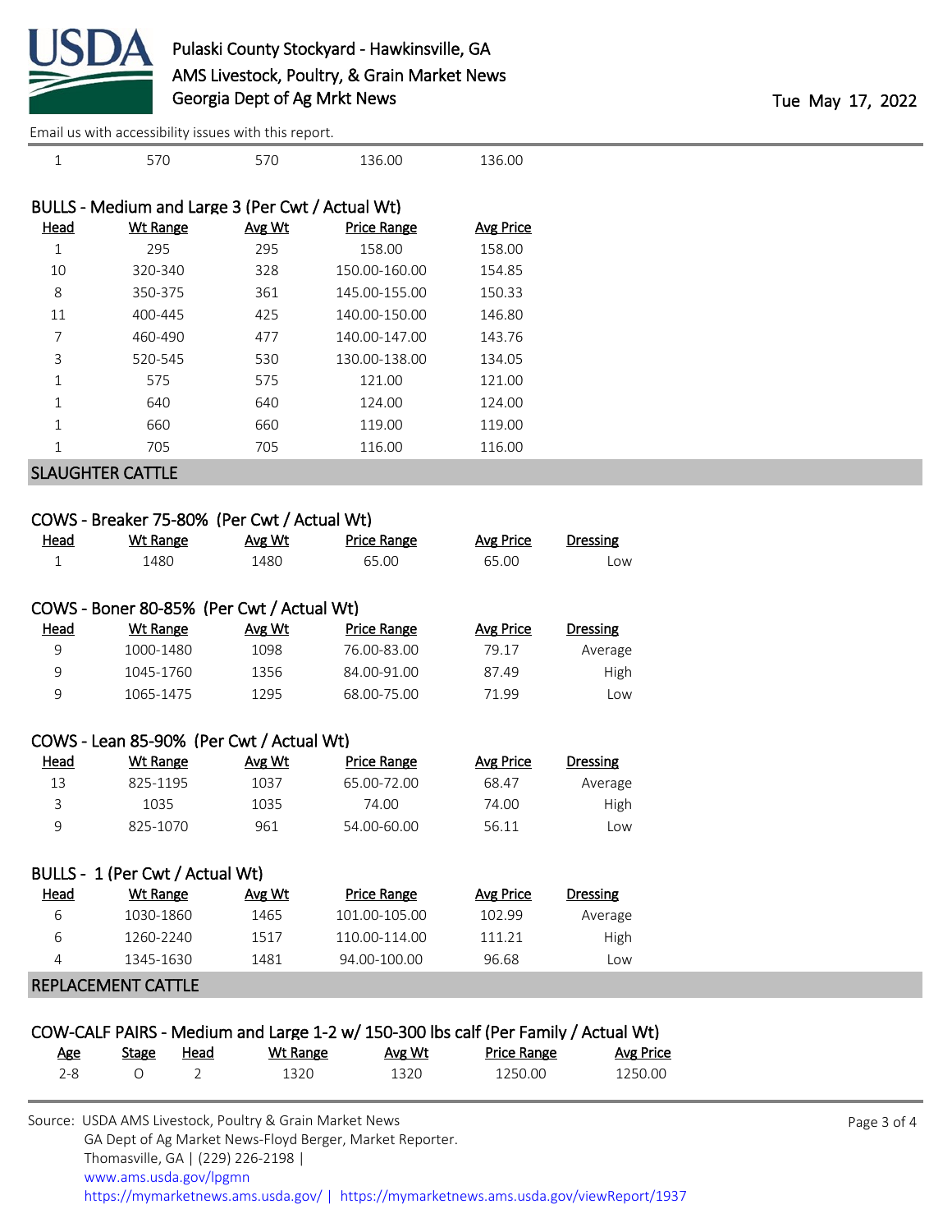| Head | Wt Range | Avg Wt | Price Range | Avg Price |
|---|---|---|---|---|
| 1 | 570 | 570 | 136.00 | 136.00 |

### BULLS - Medium and Large 3 (Per Cwt / Actual Wt)

| Head | Wt Range | Avg Wt | Price Range | Avg Price |
|---|---|---|---|---|
| 1 | 295 | 295 | 158.00 | 158.00 |
| 10 | 320-340 | 328 | 150.00-160.00 | 154.85 |
| 8 | 350-375 | 361 | 145.00-155.00 | 150.33 |
| 11 | 400-445 | 425 | 140.00-150.00 | 146.80 |
| 7 | 460-490 | 477 | 140.00-147.00 | 143.76 |
| 3 | 520-545 | 530 | 130.00-138.00 | 134.05 |
| 1 | 575 | 575 | 121.00 | 121.00 |
| 1 | 640 | 640 | 124.00 | 124.00 |
| 1 | 660 | 660 | 119.00 | 119.00 |
| 1 | 705 | 705 | 116.00 | 116.00 |

## SLAUGHTER CATTLE

### COWS - Breaker 75-80% (Per Cwt / Actual Wt)

| Head | Wt Range | Avg Wt | Price Range | Avg Price | Dressing |
|---|---|---|---|---|---|
| 1 | 1480 | 1480 | 65.00 | 65.00 | Low |

### COWS - Boner 80-85% (Per Cwt / Actual Wt)

| Head | Wt Range | Avg Wt | Price Range | Avg Price | Dressing |
|---|---|---|---|---|---|
| 9 | 1000-1480 | 1098 | 76.00-83.00 | 79.17 | Average |
| 9 | 1045-1760 | 1356 | 84.00-91.00 | 87.49 | High |
| 9 | 1065-1475 | 1295 | 68.00-75.00 | 71.99 | Low |

### COWS - Lean 85-90% (Per Cwt / Actual Wt)

| Head | Wt Range | Avg Wt | Price Range | Avg Price | Dressing |
|---|---|---|---|---|---|
| 13 | 825-1195 | 1037 | 65.00-72.00 | 68.47 | Average |
| 3 | 1035 | 1035 | 74.00 | 74.00 | High |
| 9 | 825-1070 | 961 | 54.00-60.00 | 56.11 | Low |

### BULLS - 1 (Per Cwt / Actual Wt)

| Head | Wt Range | Avg Wt | Price Range | Avg Price | Dressing |
|---|---|---|---|---|---|
| 6 | 1030-1860 | 1465 | 101.00-105.00 | 102.99 | Average |
| 6 | 1260-2240 | 1517 | 110.00-114.00 | 111.21 | High |
| 4 | 1345-1630 | 1481 | 94.00-100.00 | 96.68 | Low |

## REPLACEMENT CATTLE

### COW-CALF PAIRS - Medium and Large 1-2 w/ 150-300 lbs calf (Per Family / Actual Wt)

| Age | Stage | Head | Wt Range | Avg Wt | Price Range | Avg Price |
|---|---|---|---|---|---|---|
| 2-8 | O | 2 | 1320 | 1320 | 1250.00 | 1250.00 |

Source: USDA AMS Livestock, Poultry & Grain Market News
GA Dept of Ag Market News-Floyd Berger, Market Reporter.
Thomasville, GA | (229) 226-2198 |
www.ams.usda.gov/lpgmn
https://mymarketnews.ams.usda.gov/ | https://mymarketnews.ams.usda.gov/viewReport/1937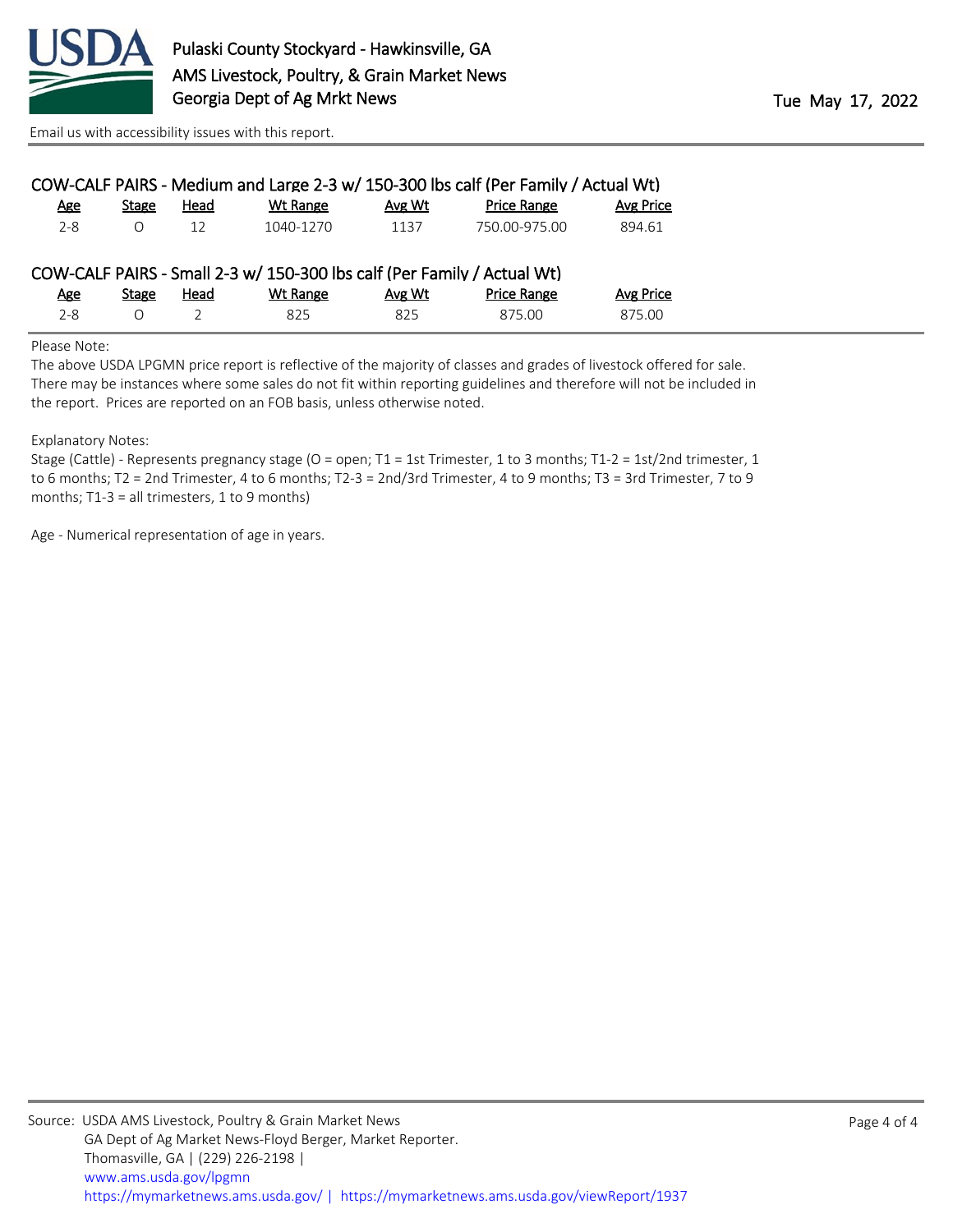## COW-CALF PAIRS - Medium and Large 2-3 w/ 150-300 lbs calf (Per Family / Actual Wt)

| Age | Stage | Head | Wt Range | Avg Wt | Price Range | Avg Price |
|---|---|---|---|---|---|---|
| 2-8 | O | 12 | 1040-1270 | 1137 | 750.00-975.00 | 894.61 |

## COW-CALF PAIRS - Small 2-3 w/ 150-300 lbs calf (Per Family / Actual Wt)

| Age | Stage | Head | Wt Range | Avg Wt | Price Range | Avg Price |
|---|---|---|---|---|---|---|
| 2-8 | O | 2 | 825 | 825 | 875.00 | 875.00 |

Please Note:

The above USDA LPGMN price report is reflective of the majority of classes and grades of livestock offered for sale. There may be instances where some sales do not fit within reporting guidelines and therefore will not be included in the report. Prices are reported on an FOB basis, unless otherwise noted.

Explanatory Notes:

Stage (Cattle) - Represents pregnancy stage (O = open; T1 = 1st Trimester, 1 to 3 months; T1-2 = 1st/2nd trimester, 1 to 6 months; T2 = 2nd Trimester, 4 to 6 months; T2-3 = 2nd/3rd Trimester, 4 to 9 months; T3 = 3rd Trimester, 7 to 9 months; T1-3 = all trimesters, 1 to 9 months)

Age - Numerical representation of age in years.

Source: USDA AMS Livestock, Poultry & Grain Market News
GA Dept of Ag Market News-Floyd Berger, Market Reporter.
Thomasville, GA | (229) 226-2198 |
www.ams.usda.gov/lpgmn
https://mymarketnews.ams.usda.gov/ | https://mymarketnews.ams.usda.gov/viewReport/1937